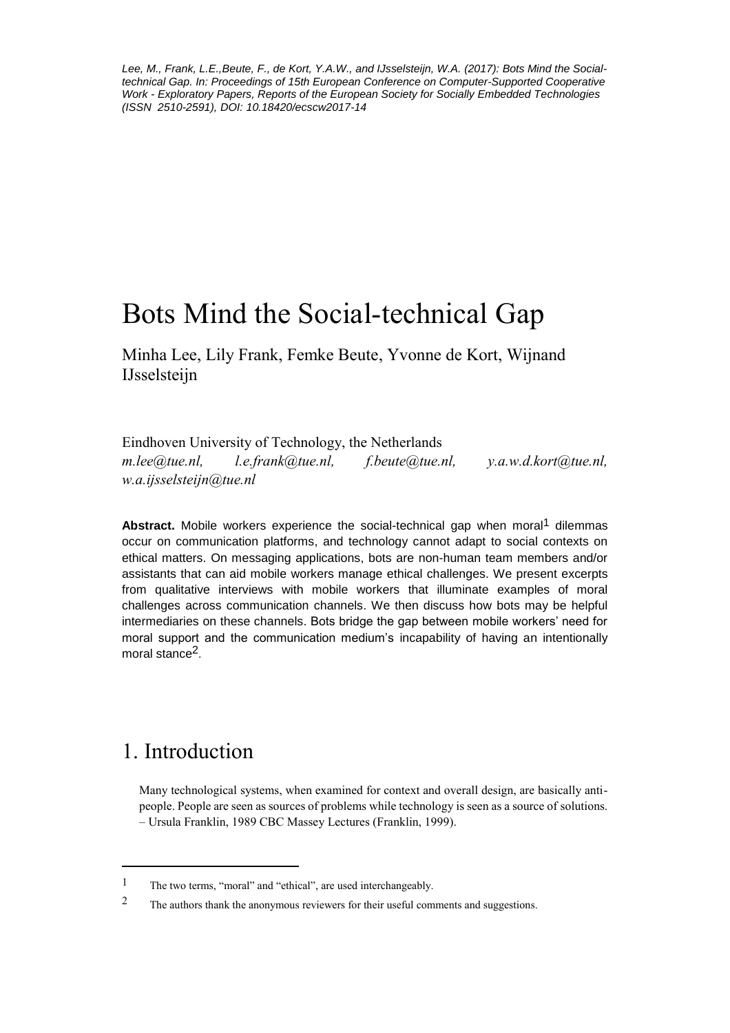*Lee, M., Frank, L.E.,Beute, F., de Kort, Y.A.W., and IJsselsteijn, W.A. (2017): Bots Mind the Social-technical Gap. In: Proceedings of 15th European Conference on Computer-Supported Cooperative Work - Exploratory Papers, Reports of the European Society for Socially Embedded Technologies (ISSN 2510-2591), DOI: 10.18420/ecscw2017-14*

# Bots Mind the Social-technical Gap

Minha Lee, Lily Frank, Femke Beute, Yvonne de Kort, Wijnand IJsselsteijn

Eindhoven University of Technology, the Netherlands
*m.lee@tue.nl, l.e.frank@tue.nl, f.beute@tue.nl, y.a.w.d.kort@tue.nl, w.a.ijsselsteijn@tue.nl*

**Abstract.** Mobile workers experience the social-technical gap when moral[1] dilemmas occur on communication platforms, and technology cannot adapt to social contexts on ethical matters. On messaging applications, bots are non-human team members and/or assistants that can aid mobile workers manage ethical challenges. We present excerpts from qualitative interviews with mobile workers that illuminate examples of moral challenges across communication channels. We then discuss how bots may be helpful intermediaries on these channels. Bots bridge the gap between mobile workers' need for moral support and the communication medium's incapability of having an intentionally moral stance[2].

## 1. Introduction

> Many technological systems, when examined for context and overall design, are basically anti-people. People are seen as sources of problems while technology is seen as a source of solutions.
> – Ursula Franklin, 1989 CBC Massey Lectures (Franklin, 1999).

---

[1] The two terms, "moral" and "ethical", are used interchangeably.

[2] The authors thank the anonymous reviewers for their useful comments and suggestions.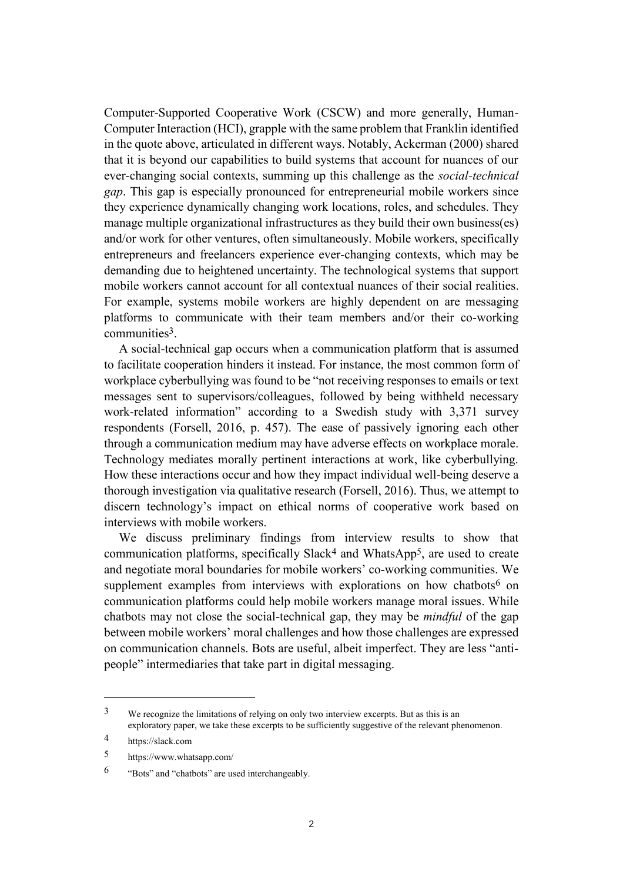Computer-Supported Cooperative Work (CSCW) and more generally, Human-Computer Interaction (HCI), grapple with the same problem that Franklin identified in the quote above, articulated in different ways. Notably, Ackerman (2000) shared that it is beyond our capabilities to build systems that account for nuances of our ever-changing social contexts, summing up this challenge as the *social-technical gap*. This gap is especially pronounced for entrepreneurial mobile workers since they experience dynamically changing work locations, roles, and schedules. They manage multiple organizational infrastructures as they build their own business(es) and/or work for other ventures, often simultaneously. Mobile workers, specifically entrepreneurs and freelancers experience ever-changing contexts, which may be demanding due to heightened uncertainty. The technological systems that support mobile workers cannot account for all contextual nuances of their social realities. For example, systems mobile workers are highly dependent on are messaging platforms to communicate with their team members and/or their co-working communities[3].

A social-technical gap occurs when a communication platform that is assumed to facilitate cooperation hinders it instead. For instance, the most common form of workplace cyberbullying was found to be "not receiving responses to emails or text messages sent to supervisors/colleagues, followed by being withheld necessary work-related information" according to a Swedish study with 3,371 survey respondents (Forsell, 2016, p. 457). The ease of passively ignoring each other through a communication medium may have adverse effects on workplace morale. Technology mediates morally pertinent interactions at work, like cyberbullying. How these interactions occur and how they impact individual well-being deserve a thorough investigation via qualitative research (Forsell, 2016). Thus, we attempt to discern technology's impact on ethical norms of cooperative work based on interviews with mobile workers.

We discuss preliminary findings from interview results to show that communication platforms, specifically Slack[4] and WhatsApp[5], are used to create and negotiate moral boundaries for mobile workers' co-working communities. We supplement examples from interviews with explorations on how chatbots[6] on communication platforms could help mobile workers manage moral issues. While chatbots may not close the social-technical gap, they may be *mindful* of the gap between mobile workers' moral challenges and how those challenges are expressed on communication channels. Bots are useful, albeit imperfect. They are less "anti-people" intermediaries that take part in digital messaging.

---

3 We recognize the limitations of relying on only two interview excerpts. But as this is an exploratory paper, we take these excerpts to be sufficiently suggestive of the relevant phenomenon.

4 https://slack.com

5 https://www.whatsapp.com/

6 "Bots" and "chatbots" are used interchangeably.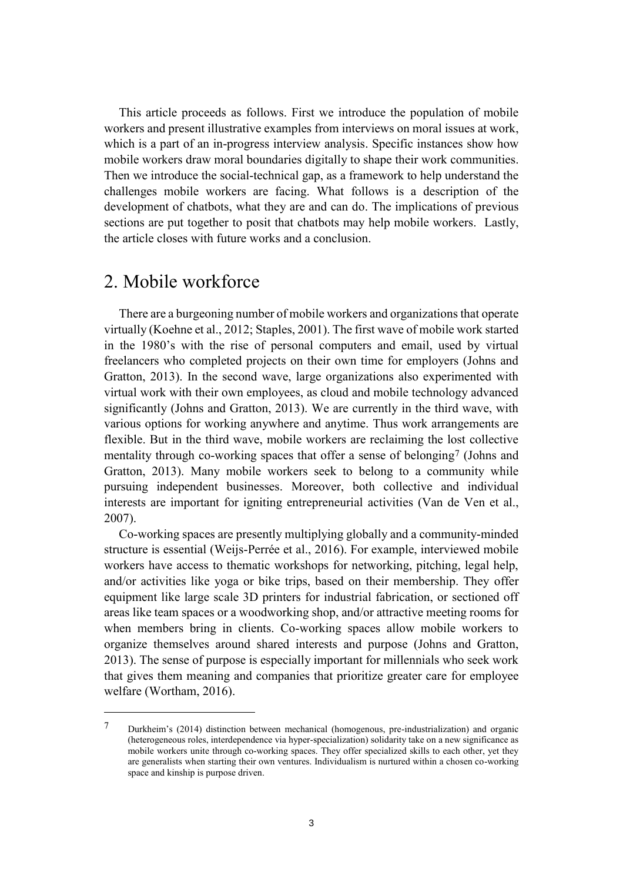This article proceeds as follows. First we introduce the population of mobile workers and present illustrative examples from interviews on moral issues at work, which is a part of an in-progress interview analysis. Specific instances show how mobile workers draw moral boundaries digitally to shape their work communities. Then we introduce the social-technical gap, as a framework to help understand the challenges mobile workers are facing. What follows is a description of the development of chatbots, what they are and can do. The implications of previous sections are put together to posit that chatbots may help mobile workers. Lastly, the article closes with future works and a conclusion.

## 2. Mobile workforce

There are a burgeoning number of mobile workers and organizations that operate virtually (Koehne et al., 2012; Staples, 2001). The first wave of mobile work started in the 1980's with the rise of personal computers and email, used by virtual freelancers who completed projects on their own time for employers (Johns and Gratton, 2013). In the second wave, large organizations also experimented with virtual work with their own employees, as cloud and mobile technology advanced significantly (Johns and Gratton, 2013). We are currently in the third wave, with various options for working anywhere and anytime. Thus work arrangements are flexible. But in the third wave, mobile workers are reclaiming the lost collective mentality through co-working spaces that offer a sense of belonging[7] (Johns and Gratton, 2013). Many mobile workers seek to belong to a community while pursuing independent businesses. Moreover, both collective and individual interests are important for igniting entrepreneurial activities (Van de Ven et al., 2007).

Co-working spaces are presently multiplying globally and a community-minded structure is essential (Weijs-Perrée et al., 2016). For example, interviewed mobile workers have access to thematic workshops for networking, pitching, legal help, and/or activities like yoga or bike trips, based on their membership. They offer equipment like large scale 3D printers for industrial fabrication, or sectioned off areas like team spaces or a woodworking shop, and/or attractive meeting rooms for when members bring in clients. Co-working spaces allow mobile workers to organize themselves around shared interests and purpose (Johns and Gratton, 2013). The sense of purpose is especially important for millennials who seek work that gives them meaning and companies that prioritize greater care for employee welfare (Wortham, 2016).

[7] Durkheim's (2014) distinction between mechanical (homogenous, pre-industrialization) and organic (heterogeneous roles, interdependence via hyper-specialization) solidarity take on a new significance as mobile workers unite through co-working spaces. They offer specialized skills to each other, yet they are generalists when starting their own ventures. Individualism is nurtured within a chosen co-working space and kinship is purpose driven.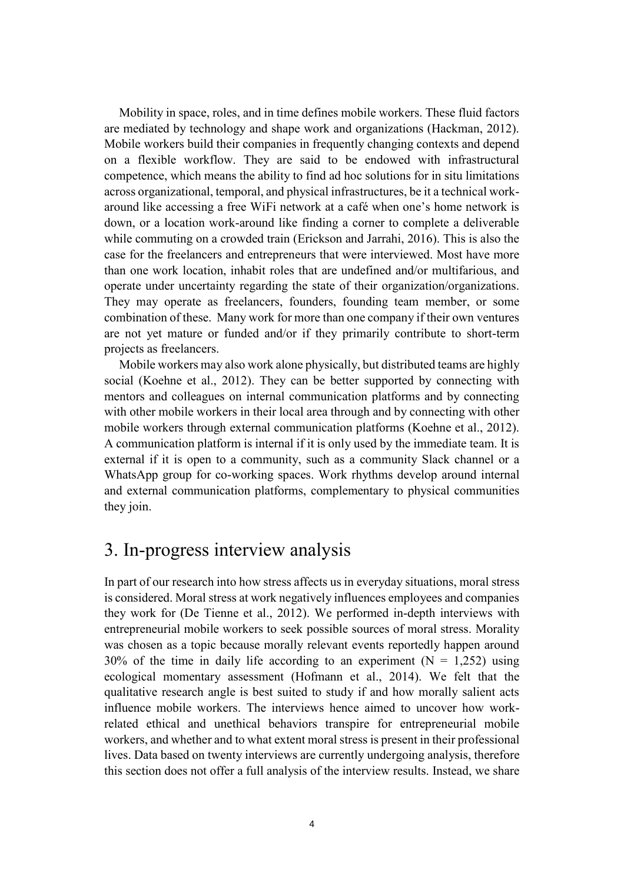Mobility in space, roles, and in time defines mobile workers. These fluid factors are mediated by technology and shape work and organizations (Hackman, 2012). Mobile workers build their companies in frequently changing contexts and depend on a flexible workflow. They are said to be endowed with infrastructural competence, which means the ability to find ad hoc solutions for in situ limitations across organizational, temporal, and physical infrastructures, be it a technical work-around like accessing a free WiFi network at a café when one's home network is down, or a location work-around like finding a corner to complete a deliverable while commuting on a crowded train (Erickson and Jarrahi, 2016). This is also the case for the freelancers and entrepreneurs that were interviewed. Most have more than one work location, inhabit roles that are undefined and/or multifarious, and operate under uncertainty regarding the state of their organization/organizations. They may operate as freelancers, founders, founding team member, or some combination of these. Many work for more than one company if their own ventures are not yet mature or funded and/or if they primarily contribute to short-term projects as freelancers.

Mobile workers may also work alone physically, but distributed teams are highly social (Koehne et al., 2012). They can be better supported by connecting with mentors and colleagues on internal communication platforms and by connecting with other mobile workers in their local area through and by connecting with other mobile workers through external communication platforms (Koehne et al., 2012). A communication platform is internal if it is only used by the immediate team. It is external if it is open to a community, such as a community Slack channel or a WhatsApp group for co-working spaces. Work rhythms develop around internal and external communication platforms, complementary to physical communities they join.

# 3. In-progress interview analysis

In part of our research into how stress affects us in everyday situations, moral stress is considered. Moral stress at work negatively influences employees and companies they work for (De Tienne et al., 2012). We performed in-depth interviews with entrepreneurial mobile workers to seek possible sources of moral stress. Morality was chosen as a topic because morally relevant events reportedly happen around 30% of the time in daily life according to an experiment ($N = 1,252$) using ecological momentary assessment (Hofmann et al., 2014). We felt that the qualitative research angle is best suited to study if and how morally salient acts influence mobile workers. The interviews hence aimed to uncover how work-related ethical and unethical behaviors transpire for entrepreneurial mobile workers, and whether and to what extent moral stress is present in their professional lives. Data based on twenty interviews are currently undergoing analysis, therefore this section does not offer a full analysis of the interview results. Instead, we share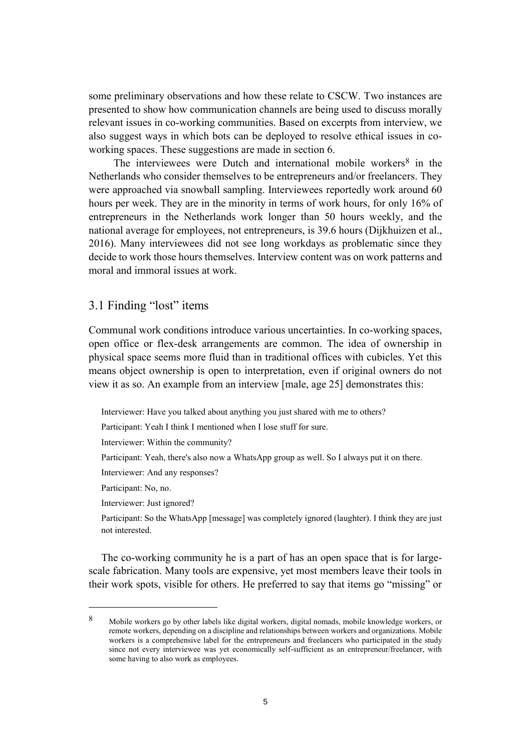some preliminary observations and how these relate to CSCW. Two instances are presented to show how communication channels are being used to discuss morally relevant issues in co-working communities. Based on excerpts from interview, we also suggest ways in which bots can be deployed to resolve ethical issues in co-working spaces. These suggestions are made in section 6.

The interviewees were Dutch and international mobile workers[8] in the Netherlands who consider themselves to be entrepreneurs and/or freelancers. They were approached via snowball sampling. Interviewees reportedly work around 60 hours per week. They are in the minority in terms of work hours, for only 16% of entrepreneurs in the Netherlands work longer than 50 hours weekly, and the national average for employees, not entrepreneurs, is 39.6 hours (Dijkhuizen et al., 2016). Many interviewees did not see long workdays as problematic since they decide to work those hours themselves. Interview content was on work patterns and moral and immoral issues at work.

## 3.1 Finding "lost" items

Communal work conditions introduce various uncertainties. In co-working spaces, open office or flex-desk arrangements are common. The idea of ownership in physical space seems more fluid than in traditional offices with cubicles. Yet this means object ownership is open to interpretation, even if original owners do not view it as so. An example from an interview [male, age 25] demonstrates this:

> Interviewer: Have you talked about anything you just shared with me to others?
>
> Participant: Yeah I think I mentioned when I lose stuff for sure.
>
> Interviewer: Within the community?
>
> Participant: Yeah, there's also now a WhatsApp group as well. So I always put it on there.
>
> Interviewer: And any responses?
>
> Participant: No, no.
>
> Interviewer: Just ignored?
>
> Participant: So the WhatsApp [message] was completely ignored (laughter). I think they are just not interested.

The co-working community he is a part of has an open space that is for large-scale fabrication. Many tools are expensive, yet most members leave their tools in their work spots, visible for others. He preferred to say that items go "missing" or

---

[8] Mobile workers go by other labels like digital workers, digital nomads, mobile knowledge workers, or remote workers, depending on a discipline and relationships between workers and organizations. Mobile workers is a comprehensive label for the entrepreneurs and freelancers who participated in the study since not every interviewee was yet economically self-sufficient as an entrepreneur/freelancer, with some having to also work as employees.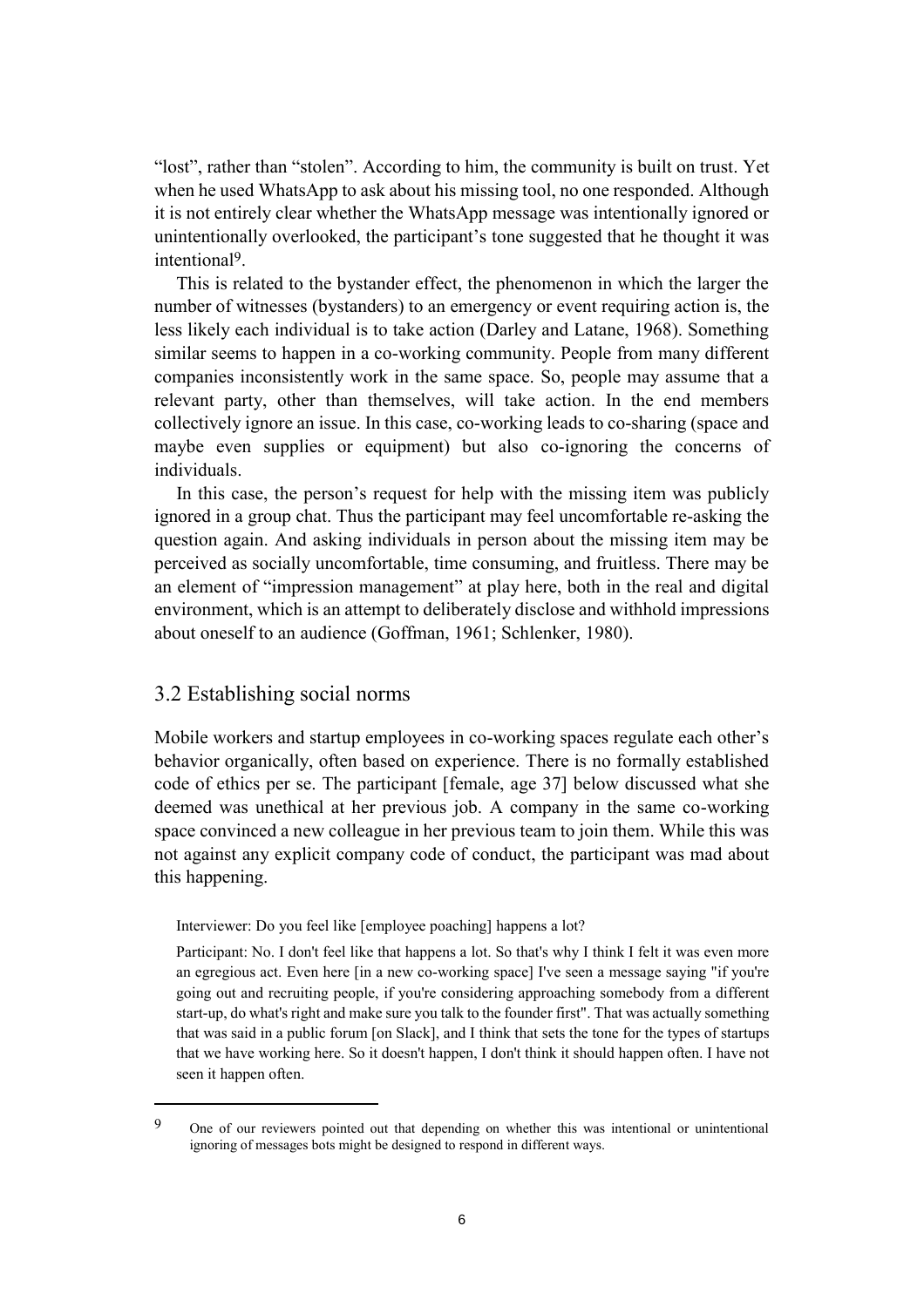"lost", rather than "stolen". According to him, the community is built on trust. Yet when he used WhatsApp to ask about his missing tool, no one responded. Although it is not entirely clear whether the WhatsApp message was intentionally ignored or unintentionally overlooked, the participant's tone suggested that he thought it was intentional[9].

This is related to the bystander effect, the phenomenon in which the larger the number of witnesses (bystanders) to an emergency or event requiring action is, the less likely each individual is to take action (Darley and Latane, 1968). Something similar seems to happen in a co-working community. People from many different companies inconsistently work in the same space. So, people may assume that a relevant party, other than themselves, will take action. In the end members collectively ignore an issue. In this case, co-working leads to co-sharing (space and maybe even supplies or equipment) but also co-ignoring the concerns of individuals.

In this case, the person's request for help with the missing item was publicly ignored in a group chat. Thus the participant may feel uncomfortable re-asking the question again. And asking individuals in person about the missing item may be perceived as socially uncomfortable, time consuming, and fruitless. There may be an element of "impression management" at play here, both in the real and digital environment, which is an attempt to deliberately disclose and withhold impressions about oneself to an audience (Goffman, 1961; Schlenker, 1980).

## 3.2 Establishing social norms

Mobile workers and startup employees in co-working spaces regulate each other's behavior organically, often based on experience. There is no formally established code of ethics per se. The participant [female, age 37] below discussed what she deemed was unethical at her previous job. A company in the same co-working space convinced a new colleague in her previous team to join them. While this was not against any explicit company code of conduct, the participant was mad about this happening.

> Interviewer: Do you feel like [employee poaching] happens a lot?
>
> Participant: No. I don't feel like that happens a lot. So that's why I think I felt it was even more an egregious act. Even here [in a new co-working space] I've seen a message saying "if you're going out and recruiting people, if you're considering approaching somebody from a different start-up, do what's right and make sure you talk to the founder first". That was actually something that was said in a public forum [on Slack], and I think that sets the tone for the types of startups that we have working here. So it doesn't happen, I don't think it should happen often. I have not seen it happen often.

---

[9] One of our reviewers pointed out that depending on whether this was intentional or unintentional ignoring of messages bots might be designed to respond in different ways.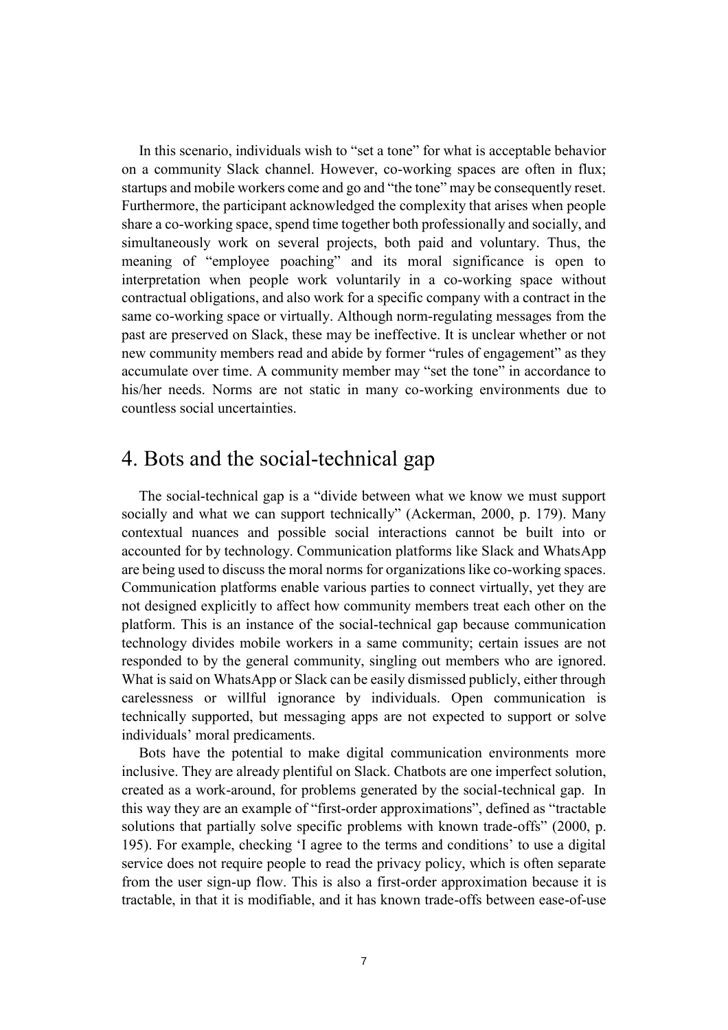In this scenario, individuals wish to "set a tone" for what is acceptable behavior on a community Slack channel. However, co-working spaces are often in flux; startups and mobile workers come and go and "the tone" may be consequently reset. Furthermore, the participant acknowledged the complexity that arises when people share a co-working space, spend time together both professionally and socially, and simultaneously work on several projects, both paid and voluntary. Thus, the meaning of "employee poaching" and its moral significance is open to interpretation when people work voluntarily in a co-working space without contractual obligations, and also work for a specific company with a contract in the same co-working space or virtually. Although norm-regulating messages from the past are preserved on Slack, these may be ineffective. It is unclear whether or not new community members read and abide by former "rules of engagement" as they accumulate over time. A community member may "set the tone" in accordance to his/her needs. Norms are not static in many co-working environments due to countless social uncertainties.

# 4. Bots and the social-technical gap

The social-technical gap is a "divide between what we know we must support socially and what we can support technically" (Ackerman, 2000, p. 179). Many contextual nuances and possible social interactions cannot be built into or accounted for by technology. Communication platforms like Slack and WhatsApp are being used to discuss the moral norms for organizations like co-working spaces. Communication platforms enable various parties to connect virtually, yet they are not designed explicitly to affect how community members treat each other on the platform. This is an instance of the social-technical gap because communication technology divides mobile workers in a same community; certain issues are not responded to by the general community, singling out members who are ignored. What is said on WhatsApp or Slack can be easily dismissed publicly, either through carelessness or willful ignorance by individuals. Open communication is technically supported, but messaging apps are not expected to support or solve individuals' moral predicaments.

Bots have the potential to make digital communication environments more inclusive. They are already plentiful on Slack. Chatbots are one imperfect solution, created as a work-around, for problems generated by the social-technical gap. In this way they are an example of "first-order approximations", defined as "tractable solutions that partially solve specific problems with known trade-offs" (2000, p. 195). For example, checking 'I agree to the terms and conditions' to use a digital service does not require people to read the privacy policy, which is often separate from the user sign-up flow. This is also a first-order approximation because it is tractable, in that it is modifiable, and it has known trade-offs between ease-of-use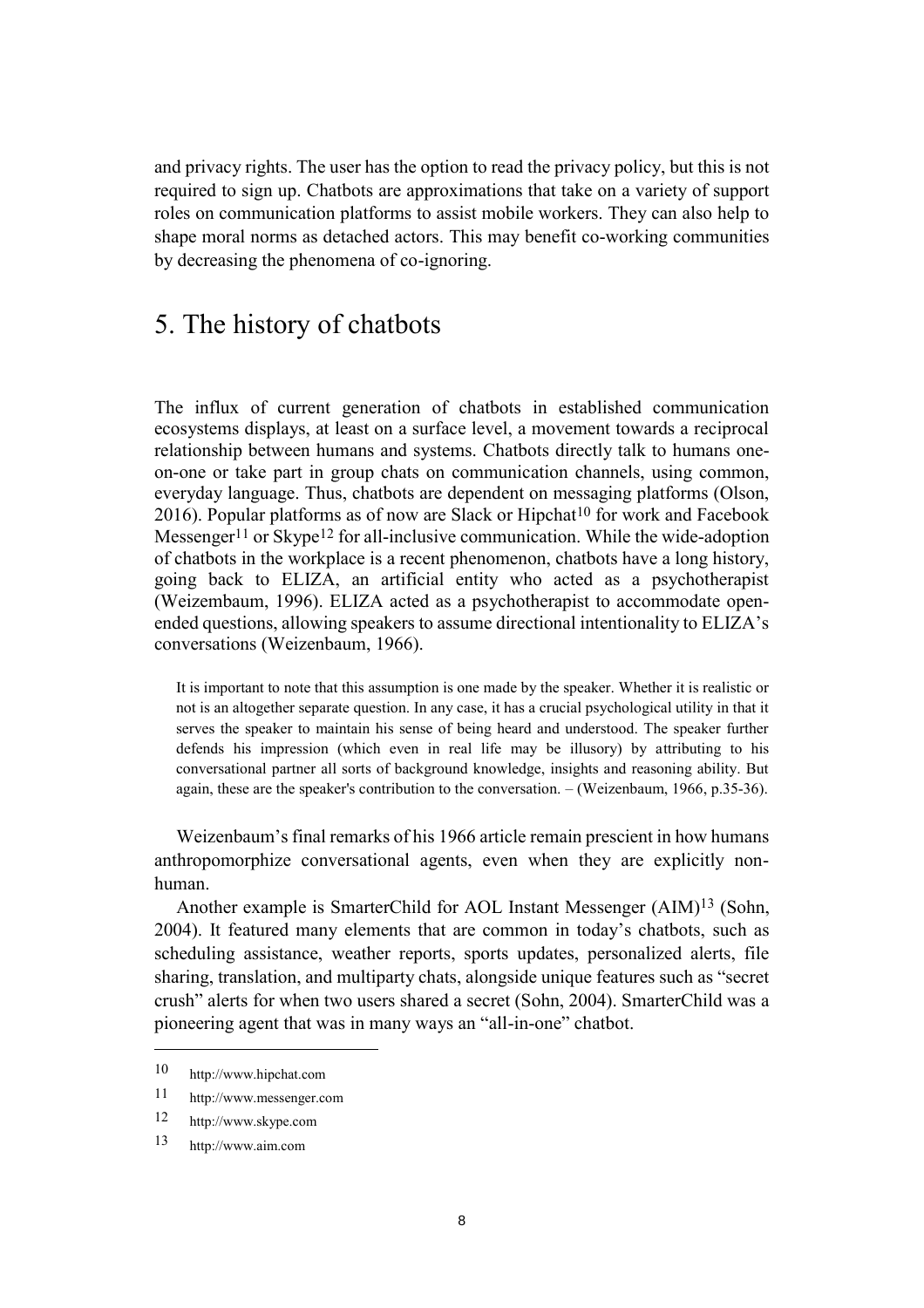and privacy rights. The user has the option to read the privacy policy, but this is not required to sign up. Chatbots are approximations that take on a variety of support roles on communication platforms to assist mobile workers. They can also help to shape moral norms as detached actors. This may benefit co-working communities by decreasing the phenomena of co-ignoring.

# 5. The history of chatbots

The influx of current generation of chatbots in established communication ecosystems displays, at least on a surface level, a movement towards a reciprocal relationship between humans and systems. Chatbots directly talk to humans one-on-one or take part in group chats on communication channels, using common, everyday language. Thus, chatbots are dependent on messaging platforms (Olson, 2016). Popular platforms as of now are Slack or Hipchat[10] for work and Facebook Messenger[11] or Skype[12] for all-inclusive communication. While the wide-adoption of chatbots in the workplace is a recent phenomenon, chatbots have a long history, going back to ELIZA, an artificial entity who acted as a psychotherapist (Weizembaum, 1996). ELIZA acted as a psychotherapist to accommodate open-ended questions, allowing speakers to assume directional intentionality to ELIZA's conversations (Weizenbaum, 1966).

> It is important to note that this assumption is one made by the speaker. Whether it is realistic or not is an altogether separate question. In any case, it has a crucial psychological utility in that it serves the speaker to maintain his sense of being heard and understood. The speaker further defends his impression (which even in real life may be illusory) by attributing to his conversational partner all sorts of background knowledge, insights and reasoning ability. But again, these are the speaker's contribution to the conversation. – (Weizenbaum, 1966, p.35-36).

Weizenbaum's final remarks of his 1966 article remain prescient in how humans anthropomorphize conversational agents, even when they are explicitly non-human.

Another example is SmarterChild for AOL Instant Messenger (AIM)[13] (Sohn, 2004). It featured many elements that are common in today's chatbots, such as scheduling assistance, weather reports, sports updates, personalized alerts, file sharing, translation, and multiparty chats, alongside unique features such as "secret crush" alerts for when two users shared a secret (Sohn, 2004). SmarterChild was a pioneering agent that was in many ways an "all-in-one" chatbot.

---

[10] http://www.hipchat.com

[11] http://www.messenger.com

[12] http://www.skype.com

[13] http://www.aim.com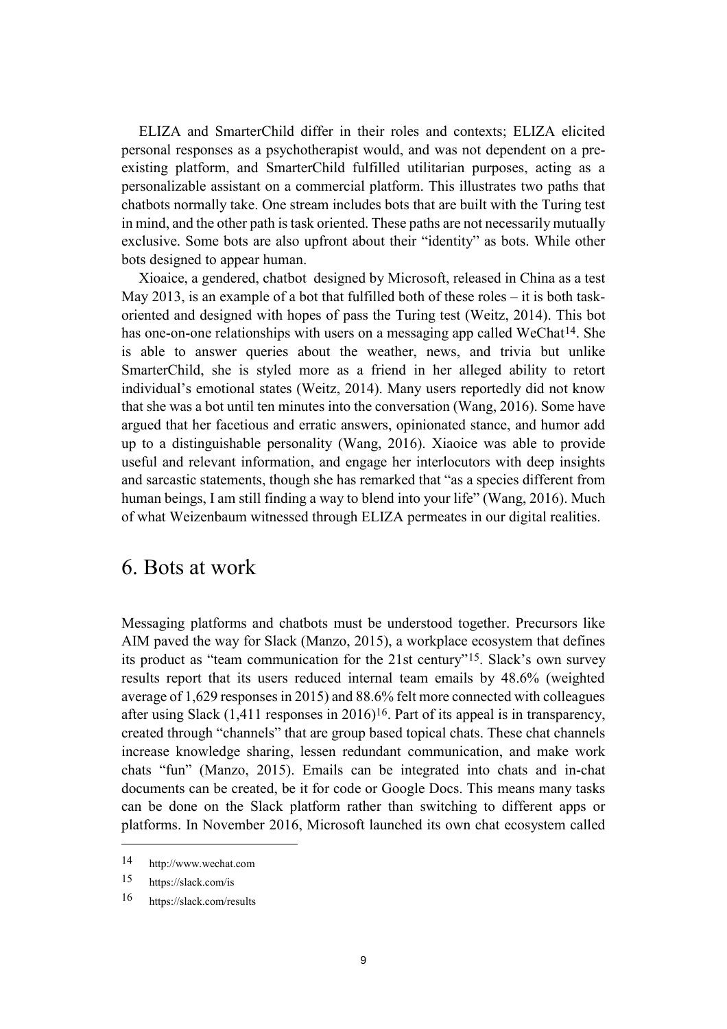ELIZA and SmarterChild differ in their roles and contexts; ELIZA elicited personal responses as a psychotherapist would, and was not dependent on a pre-existing platform, and SmarterChild fulfilled utilitarian purposes, acting as a personalizable assistant on a commercial platform. This illustrates two paths that chatbots normally take. One stream includes bots that are built with the Turing test in mind, and the other path is task oriented. These paths are not necessarily mutually exclusive. Some bots are also upfront about their "identity" as bots. While other bots designed to appear human.

Xioaice, a gendered, chatbot designed by Microsoft, released in China as a test May 2013, is an example of a bot that fulfilled both of these roles – it is both task-oriented and designed with hopes of pass the Turing test (Weitz, 2014). This bot has one-on-one relationships with users on a messaging app called WeChat[14]. She is able to answer queries about the weather, news, and trivia but unlike SmarterChild, she is styled more as a friend in her alleged ability to retort individual's emotional states (Weitz, 2014). Many users reportedly did not know that she was a bot until ten minutes into the conversation (Wang, 2016). Some have argued that her facetious and erratic answers, opinionated stance, and humor add up to a distinguishable personality (Wang, 2016). Xiaoice was able to provide useful and relevant information, and engage her interlocutors with deep insights and sarcastic statements, though she has remarked that "as a species different from human beings, I am still finding a way to blend into your life" (Wang, 2016). Much of what Weizenbaum witnessed through ELIZA permeates in our digital realities.

## 6. Bots at work

Messaging platforms and chatbots must be understood together. Precursors like AIM paved the way for Slack (Manzo, 2015), a workplace ecosystem that defines its product as "team communication for the 21st century"[15]. Slack's own survey results report that its users reduced internal team emails by 48.6% (weighted average of 1,629 responses in 2015) and 88.6% felt more connected with colleagues after using Slack (1,411 responses in 2016)[16]. Part of its appeal is in transparency, created through "channels" that are group based topical chats. These chat channels increase knowledge sharing, lessen redundant communication, and make work chats "fun" (Manzo, 2015). Emails can be integrated into chats and in-chat documents can be created, be it for code or Google Docs. This means many tasks can be done on the Slack platform rather than switching to different apps or platforms. In November 2016, Microsoft launched its own chat ecosystem called

---

14 http://www.wechat.com

15 https://slack.com/is

16 https://slack.com/results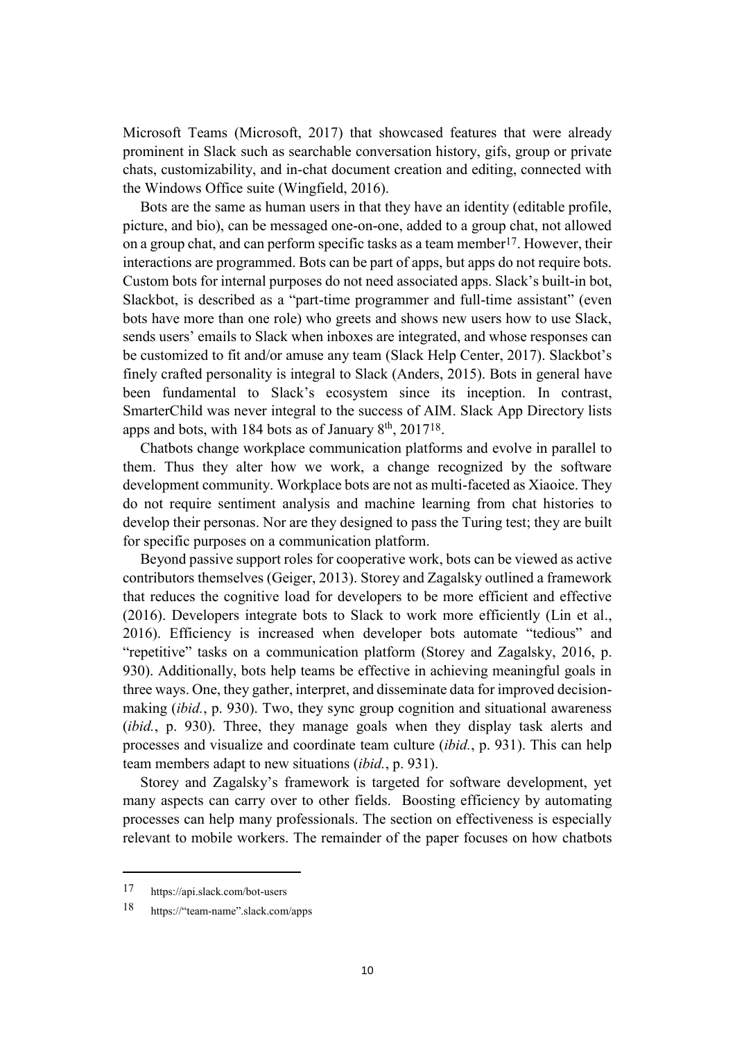Microsoft Teams (Microsoft, 2017) that showcased features that were already prominent in Slack such as searchable conversation history, gifs, group or private chats, customizability, and in-chat document creation and editing, connected with the Windows Office suite (Wingfield, 2016).

Bots are the same as human users in that they have an identity (editable profile, picture, and bio), can be messaged one-on-one, added to a group chat, not allowed on a group chat, and can perform specific tasks as a team member[17]. However, their interactions are programmed. Bots can be part of apps, but apps do not require bots. Custom bots for internal purposes do not need associated apps. Slack's built-in bot, Slackbot, is described as a "part-time programmer and full-time assistant" (even bots have more than one role) who greets and shows new users how to use Slack, sends users' emails to Slack when inboxes are integrated, and whose responses can be customized to fit and/or amuse any team (Slack Help Center, 2017). Slackbot's finely crafted personality is integral to Slack (Anders, 2015). Bots in general have been fundamental to Slack's ecosystem since its inception. In contrast, SmarterChild was never integral to the success of AIM. Slack App Directory lists apps and bots, with 184 bots as of January 8th, 2017[18].

Chatbots change workplace communication platforms and evolve in parallel to them. Thus they alter how we work, a change recognized by the software development community. Workplace bots are not as multi-faceted as Xiaoice. They do not require sentiment analysis and machine learning from chat histories to develop their personas. Nor are they designed to pass the Turing test; they are built for specific purposes on a communication platform.

Beyond passive support roles for cooperative work, bots can be viewed as active contributors themselves (Geiger, 2013). Storey and Zagalsky outlined a framework that reduces the cognitive load for developers to be more efficient and effective (2016). Developers integrate bots to Slack to work more efficiently (Lin et al., 2016). Efficiency is increased when developer bots automate "tedious" and "repetitive" tasks on a communication platform (Storey and Zagalsky, 2016, p. 930). Additionally, bots help teams be effective in achieving meaningful goals in three ways. One, they gather, interpret, and disseminate data for improved decision-making (*ibid.*, p. 930). Two, they sync group cognition and situational awareness (*ibid.*, p. 930). Three, they manage goals when they display task alerts and processes and visualize and coordinate team culture (*ibid.*, p. 931). This can help team members adapt to new situations (*ibid.*, p. 931).

Storey and Zagalsky's framework is targeted for software development, yet many aspects can carry over to other fields. Boosting efficiency by automating processes can help many professionals. The section on effectiveness is especially relevant to mobile workers. The remainder of the paper focuses on how chatbots

---

[17] https://api.slack.com/bot-users

[18] https://"team-name".slack.com/apps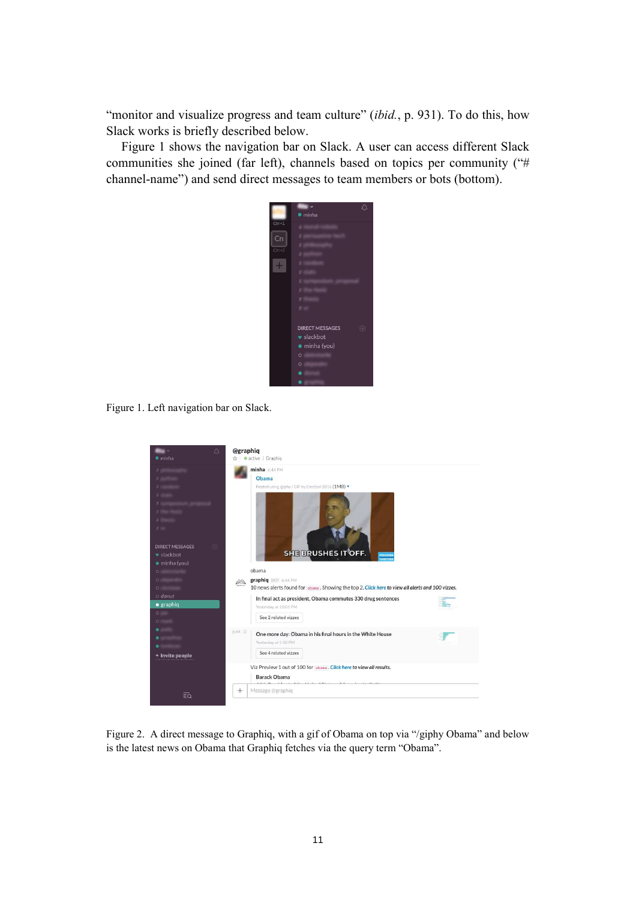"monitor and visualize progress and team culture" (*ibid.*, p. 931). To do this, how Slack works is briefly described below.

Figure 1 shows the navigation bar on Slack. A user can access different Slack communities she joined (far left), channels based on topics per community ("# channel-name") and send direct messages to team members or bots (bottom).

Figure 1. Left navigation bar on Slack.

Figure 2. A direct message to Graphiq, with a gif of Obama on top via "/giphy Obama" and below is the latest news on Obama that Graphiq fetches via the query term "Obama".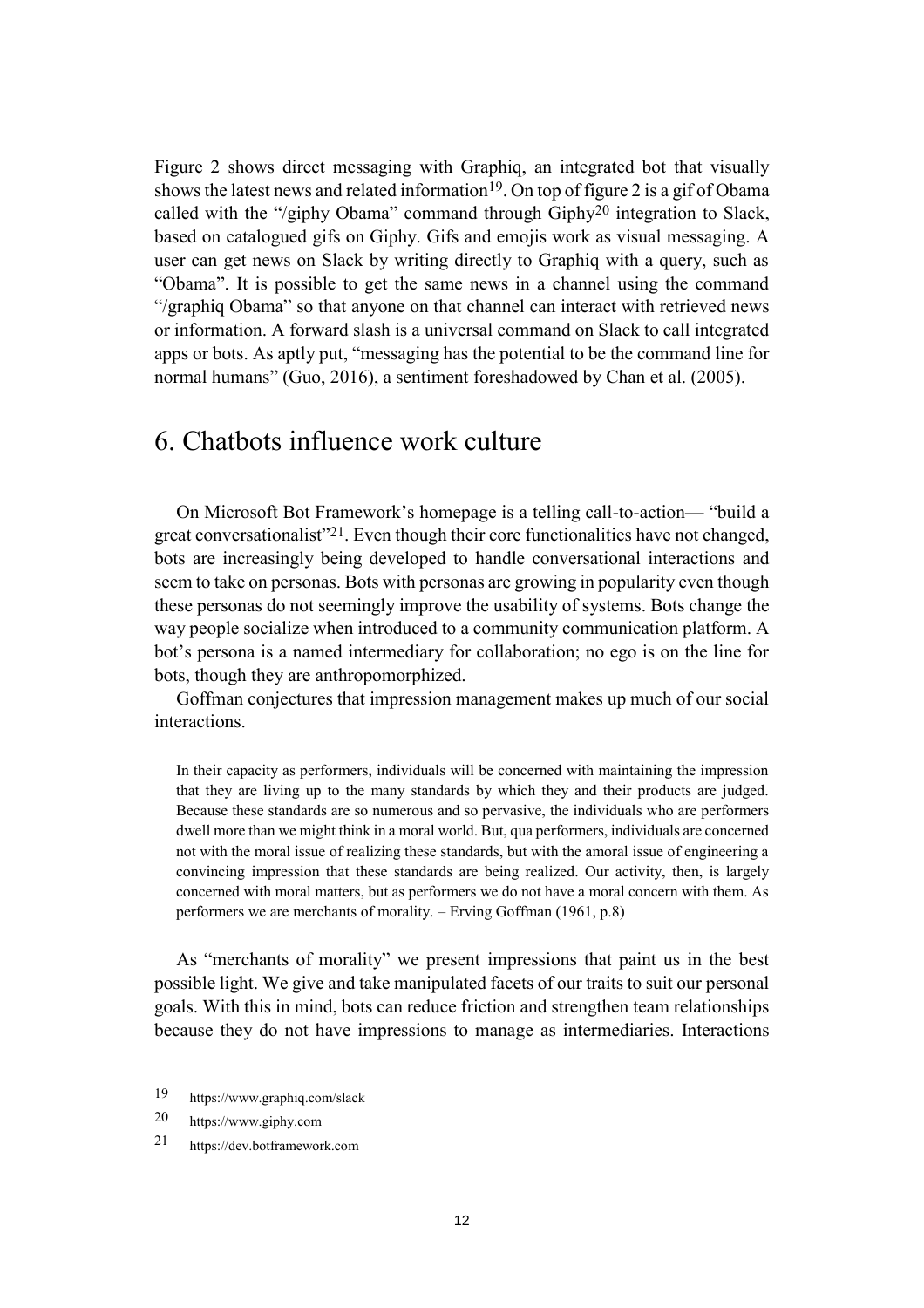Figure 2 shows direct messaging with Graphiq, an integrated bot that visually shows the latest news and related information[19]. On top of figure 2 is a gif of Obama called with the "/giphy Obama" command through Giphy[20] integration to Slack, based on catalogued gifs on Giphy. Gifs and emojis work as visual messaging. A user can get news on Slack by writing directly to Graphiq with a query, such as "Obama". It is possible to get the same news in a channel using the command "/graphiq Obama" so that anyone on that channel can interact with retrieved news or information. A forward slash is a universal command on Slack to call integrated apps or bots. As aptly put, "messaging has the potential to be the command line for normal humans" (Guo, 2016), a sentiment foreshadowed by Chan et al. (2005).

# 6. Chatbots influence work culture

On Microsoft Bot Framework's homepage is a telling call-to-action— "build a great conversationalist"[21]. Even though their core functionalities have not changed, bots are increasingly being developed to handle conversational interactions and seem to take on personas. Bots with personas are growing in popularity even though these personas do not seemingly improve the usability of systems. Bots change the way people socialize when introduced to a community communication platform. A bot's persona is a named intermediary for collaboration; no ego is on the line for bots, though they are anthropomorphized.

Goffman conjectures that impression management makes up much of our social interactions.

> In their capacity as performers, individuals will be concerned with maintaining the impression that they are living up to the many standards by which they and their products are judged. Because these standards are so numerous and so pervasive, the individuals who are performers dwell more than we might think in a moral world. But, qua performers, individuals are concerned not with the moral issue of realizing these standards, but with the amoral issue of engineering a convincing impression that these standards are being realized. Our activity, then, is largely concerned with moral matters, but as performers we do not have a moral concern with them. As performers we are merchants of morality. – Erving Goffman (1961, p.8)

As "merchants of morality" we present impressions that paint us in the best possible light. We give and take manipulated facets of our traits to suit our personal goals. With this in mind, bots can reduce friction and strengthen team relationships because they do not have impressions to manage as intermediaries. Interactions

---

[19] https://www.graphiq.com/slack

[20] https://www.giphy.com

[21] https://dev.botframework.com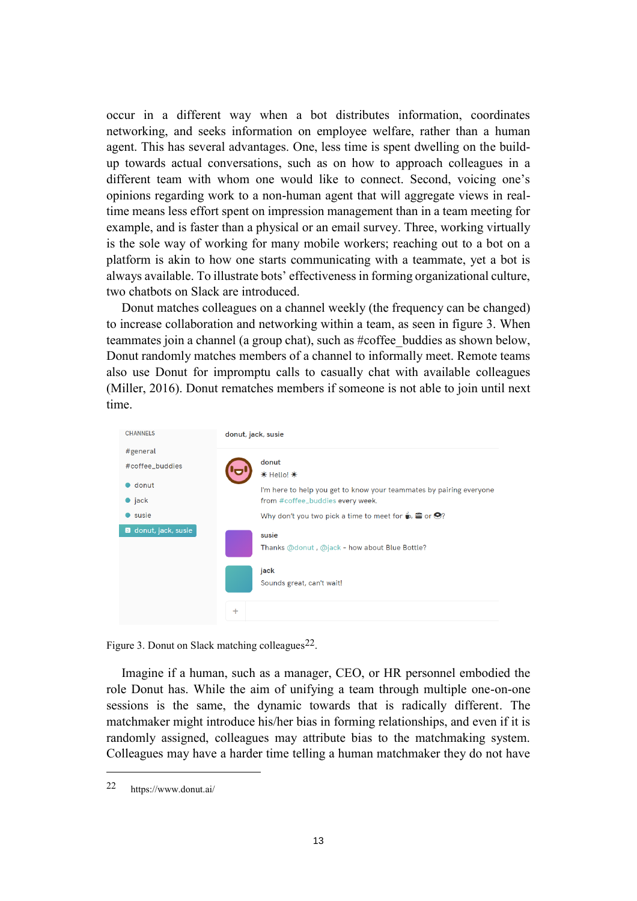occur in a different way when a bot distributes information, coordinates networking, and seeks information on employee welfare, rather than a human agent. This has several advantages. One, less time is spent dwelling on the build-up towards actual conversations, such as on how to approach colleagues in a different team with whom one would like to connect. Second, voicing one's opinions regarding work to a non-human agent that will aggregate views in real-time means less effort spent on impression management than in a team meeting for example, and is faster than a physical or an email survey. Three, working virtually is the sole way of working for many mobile workers; reaching out to a bot on a platform is akin to how one starts communicating with a teammate, yet a bot is always available. To illustrate bots' effectiveness in forming organizational culture, two chatbots on Slack are introduced.

Donut matches colleagues on a channel weekly (the frequency can be changed) to increase collaboration and networking within a team, as seen in figure 3. When teammates join a channel (a group chat), such as #coffee_buddies as shown below, Donut randomly matches members of a channel to informally meet. Remote teams also use Donut for impromptu calls to casually chat with available colleagues (Miller, 2016). Donut rematches members if someone is not able to join until next time.

Figure 3. Donut on Slack matching colleagues[22].

Imagine if a human, such as a manager, CEO, or HR personnel embodied the role Donut has. While the aim of unifying a team through multiple one-on-one sessions is the same, the dynamic towards that is radically different. The matchmaker might introduce his/her bias in forming relationships, and even if it is randomly assigned, colleagues may attribute bias to the matchmaking system. Colleagues may have a harder time telling a human matchmaker they do not have

22 https://www.donut.ai/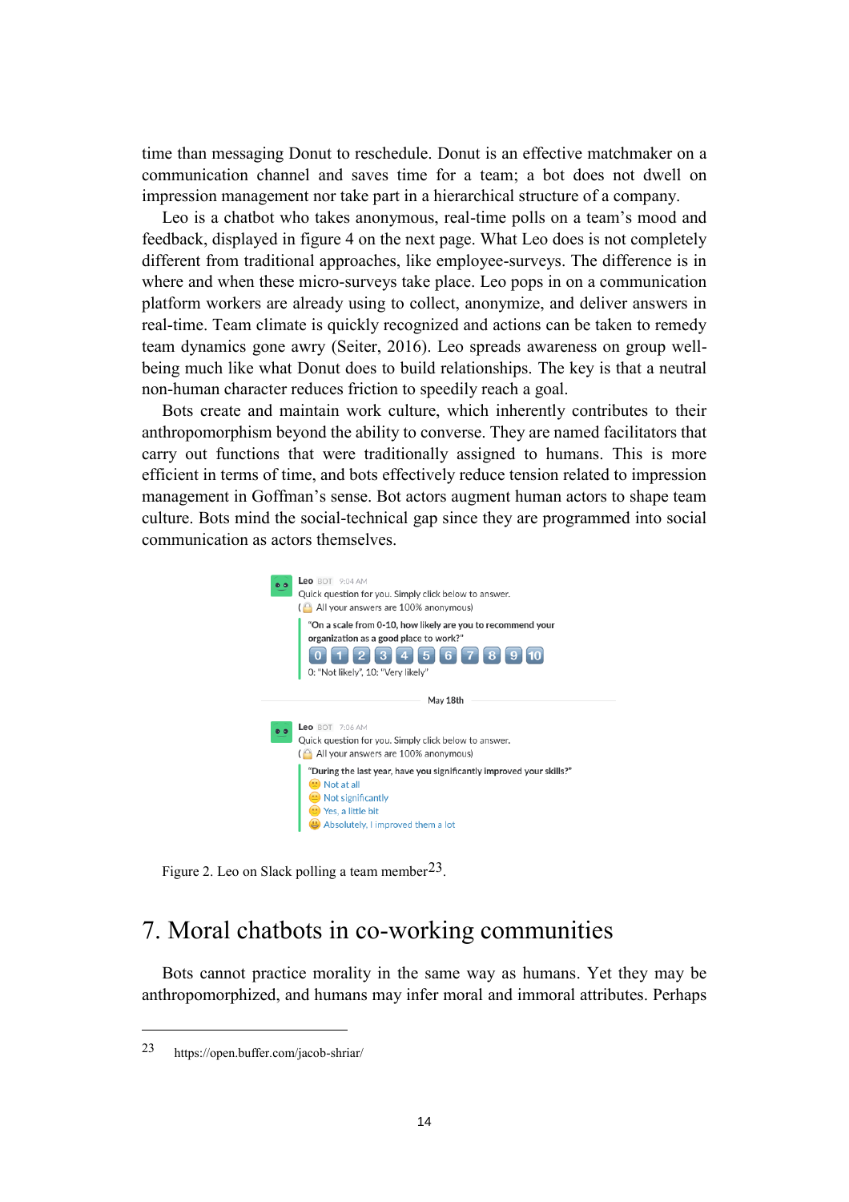time than messaging Donut to reschedule. Donut is an effective matchmaker on a communication channel and saves time for a team; a bot does not dwell on impression management nor take part in a hierarchical structure of a company.

Leo is a chatbot who takes anonymous, real-time polls on a team's mood and feedback, displayed in figure 4 on the next page. What Leo does is not completely different from traditional approaches, like employee-surveys. The difference is in where and when these micro-surveys take place. Leo pops in on a communication platform workers are already using to collect, anonymize, and deliver answers in real-time. Team climate is quickly recognized and actions can be taken to remedy team dynamics gone awry (Seiter, 2016). Leo spreads awareness on group well-being much like what Donut does to build relationships. The key is that a neutral non-human character reduces friction to speedily reach a goal.

Bots create and maintain work culture, which inherently contributes to their anthropomorphism beyond the ability to converse. They are named facilitators that carry out functions that were traditionally assigned to humans. This is more efficient in terms of time, and bots effectively reduce tension related to impression management in Goffman's sense. Bot actors augment human actors to shape team culture. Bots mind the social-technical gap since they are programmed into social communication as actors themselves.

Leo BOT 9:04 AM
Quick question for you. Simply click below to answer.
( All your answers are 100% anonymous)
"On a scale from 0-10, how likely are you to recommend your organization as a good place to work?"
0 1 2 3 4 5 6 7 8 9 10
0: "Not likely", 10: "Very likely"

May 18th

Leo BOT 7:06 AM
Quick question for you. Simply click below to answer.
( All your answers are 100% anonymous)
"During the last year, have you significantly improved your skills?"
Not at all
Not significantly
Yes, a little bit
Absolutely, I improved them a lot

Figure 2. Leo on Slack polling a team member[23].

# 7. Moral chatbots in co-working communities

Bots cannot practice morality in the same way as humans. Yet they may be anthropomorphized, and humans may infer moral and immoral attributes. Perhaps

[23] https://open.buffer.com/jacob-shriar/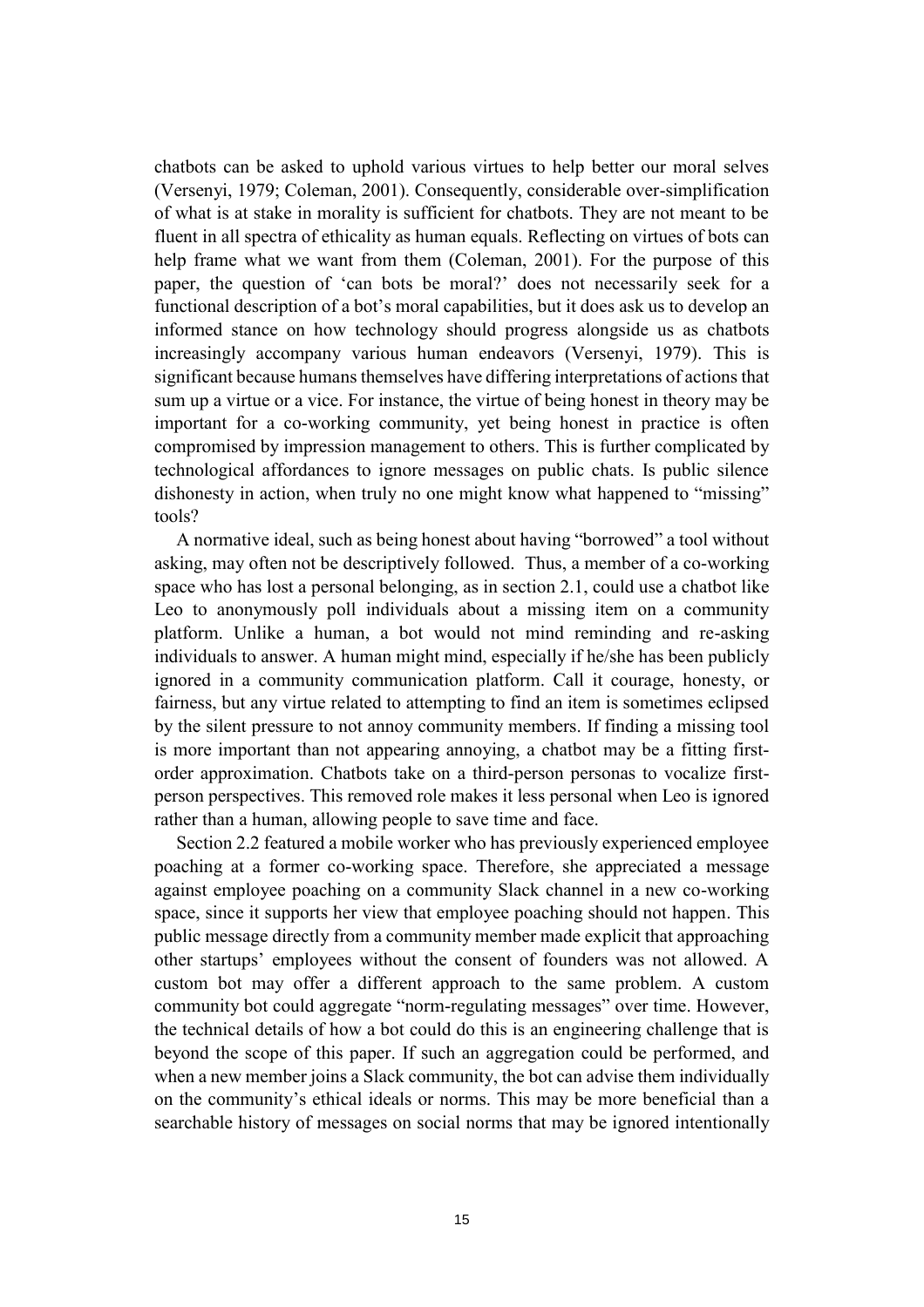chatbots can be asked to uphold various virtues to help better our moral selves (Versenyi, 1979; Coleman, 2001). Consequently, considerable over-simplification of what is at stake in morality is sufficient for chatbots. They are not meant to be fluent in all spectra of ethicality as human equals. Reflecting on virtues of bots can help frame what we want from them (Coleman, 2001). For the purpose of this paper, the question of 'can bots be moral?' does not necessarily seek for a functional description of a bot's moral capabilities, but it does ask us to develop an informed stance on how technology should progress alongside us as chatbots increasingly accompany various human endeavors (Versenyi, 1979). This is significant because humans themselves have differing interpretations of actions that sum up a virtue or a vice. For instance, the virtue of being honest in theory may be important for a co-working community, yet being honest in practice is often compromised by impression management to others. This is further complicated by technological affordances to ignore messages on public chats. Is public silence dishonesty in action, when truly no one might know what happened to "missing" tools?

A normative ideal, such as being honest about having "borrowed" a tool without asking, may often not be descriptively followed. Thus, a member of a co-working space who has lost a personal belonging, as in section 2.1, could use a chatbot like Leo to anonymously poll individuals about a missing item on a community platform. Unlike a human, a bot would not mind reminding and re-asking individuals to answer. A human might mind, especially if he/she has been publicly ignored in a community communication platform. Call it courage, honesty, or fairness, but any virtue related to attempting to find an item is sometimes eclipsed by the silent pressure to not annoy community members. If finding a missing tool is more important than not appearing annoying, a chatbot may be a fitting first-order approximation. Chatbots take on a third-person personas to vocalize first-person perspectives. This removed role makes it less personal when Leo is ignored rather than a human, allowing people to save time and face.

Section 2.2 featured a mobile worker who has previously experienced employee poaching at a former co-working space. Therefore, she appreciated a message against employee poaching on a community Slack channel in a new co-working space, since it supports her view that employee poaching should not happen. This public message directly from a community member made explicit that approaching other startups' employees without the consent of founders was not allowed. A custom bot may offer a different approach to the same problem. A custom community bot could aggregate "norm-regulating messages" over time. However, the technical details of how a bot could do this is an engineering challenge that is beyond the scope of this paper. If such an aggregation could be performed, and when a new member joins a Slack community, the bot can advise them individually on the community's ethical ideals or norms. This may be more beneficial than a searchable history of messages on social norms that may be ignored intentionally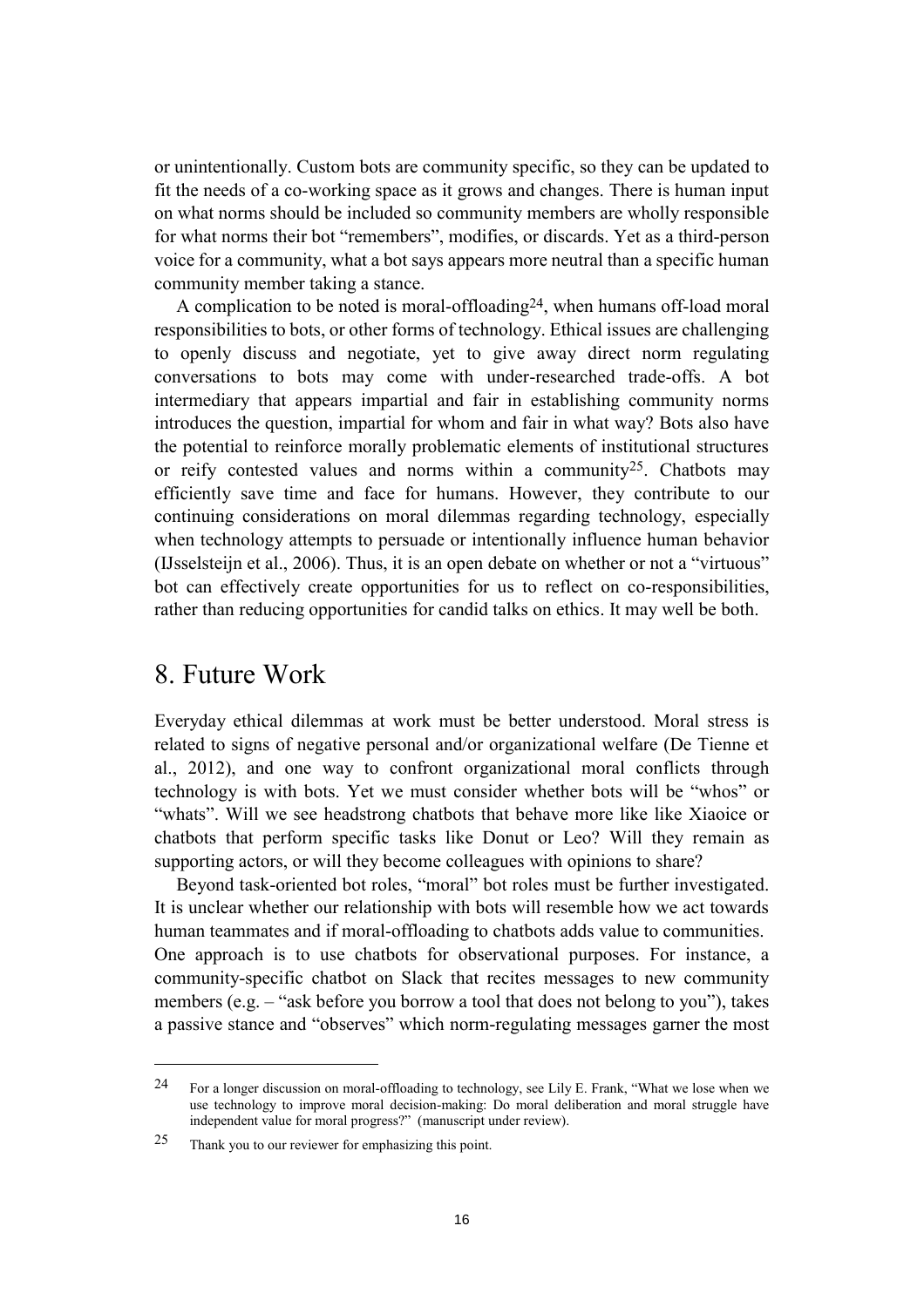or unintentionally. Custom bots are community specific, so they can be updated to fit the needs of a co-working space as it grows and changes. There is human input on what norms should be included so community members are wholly responsible for what norms their bot "remembers", modifies, or discards. Yet as a third-person voice for a community, what a bot says appears more neutral than a specific human community member taking a stance.

A complication to be noted is moral-offloading[24], when humans off-load moral responsibilities to bots, or other forms of technology. Ethical issues are challenging to openly discuss and negotiate, yet to give away direct norm regulating conversations to bots may come with under-researched trade-offs. A bot intermediary that appears impartial and fair in establishing community norms introduces the question, impartial for whom and fair in what way? Bots also have the potential to reinforce morally problematic elements of institutional structures or reify contested values and norms within a community[25]. Chatbots may efficiently save time and face for humans. However, they contribute to our continuing considerations on moral dilemmas regarding technology, especially when technology attempts to persuade or intentionally influence human behavior (IJsselsteijn et al., 2006). Thus, it is an open debate on whether or not a "virtuous" bot can effectively create opportunities for us to reflect on co-responsibilities, rather than reducing opportunities for candid talks on ethics. It may well be both.

# 8. Future Work

Everyday ethical dilemmas at work must be better understood. Moral stress is related to signs of negative personal and/or organizational welfare (De Tienne et al., 2012), and one way to confront organizational moral conflicts through technology is with bots. Yet we must consider whether bots will be "whos" or "whats". Will we see headstrong chatbots that behave more like like Xiaoice or chatbots that perform specific tasks like Donut or Leo? Will they remain as supporting actors, or will they become colleagues with opinions to share?

Beyond task-oriented bot roles, "moral" bot roles must be further investigated. It is unclear whether our relationship with bots will resemble how we act towards human teammates and if moral-offloading to chatbots adds value to communities. One approach is to use chatbots for observational purposes. For instance, a community-specific chatbot on Slack that recites messages to new community members (e.g. – "ask before you borrow a tool that does not belong to you"), takes a passive stance and "observes" which norm-regulating messages garner the most

[24] For a longer discussion on moral-offloading to technology, see Lily E. Frank, "What we lose when we use technology to improve moral decision-making: Do moral deliberation and moral struggle have independent value for moral progress?" (manuscript under review).

[25] Thank you to our reviewer for emphasizing this point.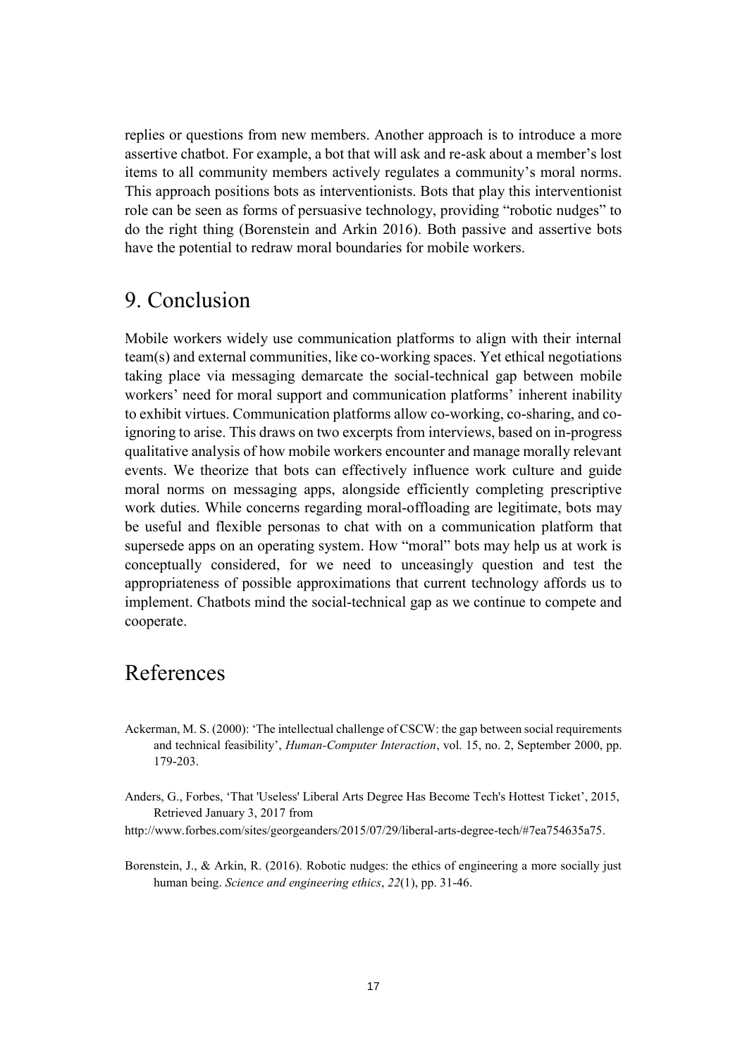replies or questions from new members. Another approach is to introduce a more assertive chatbot. For example, a bot that will ask and re-ask about a member's lost items to all community members actively regulates a community's moral norms. This approach positions bots as interventionists. Bots that play this interventionist role can be seen as forms of persuasive technology, providing "robotic nudges" to do the right thing (Borenstein and Arkin 2016). Both passive and assertive bots have the potential to redraw moral boundaries for mobile workers.

# 9. Conclusion

Mobile workers widely use communication platforms to align with their internal team(s) and external communities, like co-working spaces. Yet ethical negotiations taking place via messaging demarcate the social-technical gap between mobile workers' need for moral support and communication platforms' inherent inability to exhibit virtues. Communication platforms allow co-working, co-sharing, and co-ignoring to arise. This draws on two excerpts from interviews, based on in-progress qualitative analysis of how mobile workers encounter and manage morally relevant events. We theorize that bots can effectively influence work culture and guide moral norms on messaging apps, alongside efficiently completing prescriptive work duties. While concerns regarding moral-offloading are legitimate, bots may be useful and flexible personas to chat with on a communication platform that supersede apps on an operating system. How "moral" bots may help us at work is conceptually considered, for we need to unceasingly question and test the appropriateness of possible approximations that current technology affords us to implement. Chatbots mind the social-technical gap as we continue to compete and cooperate.

# References

Ackerman, M. S. (2000): 'The intellectual challenge of CSCW: the gap between social requirements and technical feasibility', *Human-Computer Interaction*, vol. 15, no. 2, September 2000, pp. 179-203.

Anders, G., Forbes, 'That 'Useless' Liberal Arts Degree Has Become Tech's Hottest Ticket', 2015, Retrieved January 3, 2017 from http://www.forbes.com/sites/georgeanders/2015/07/29/liberal-arts-degree-tech/#7ea754635a75.

Borenstein, J., & Arkin, R. (2016). Robotic nudges: the ethics of engineering a more socially just human being. *Science and engineering ethics*, *22*(1), pp. 31-46.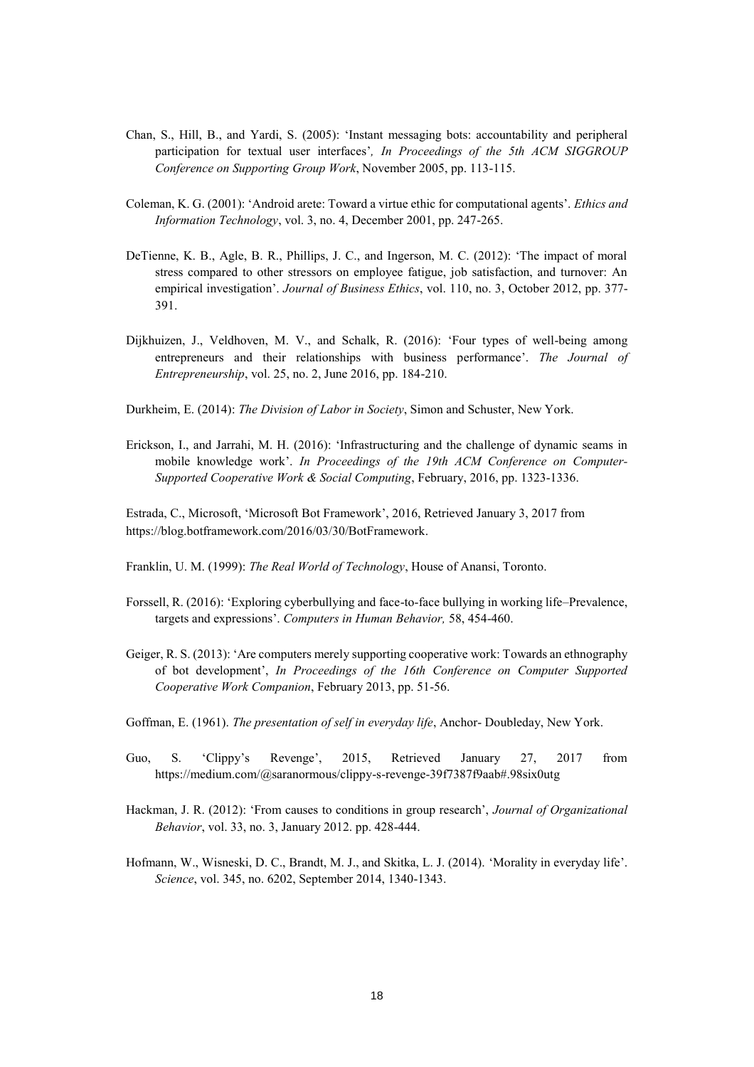Chan, S., Hill, B., and Yardi, S. (2005): 'Instant messaging bots: accountability and peripheral participation for textual user interfaces', *In Proceedings of the 5th ACM SIGGROUP Conference on Supporting Group Work*, November 2005, pp. 113-115.

Coleman, K. G. (2001): 'Android arete: Toward a virtue ethic for computational agents'. *Ethics and Information Technology*, vol. 3, no. 4, December 2001, pp. 247-265.

DeTienne, K. B., Agle, B. R., Phillips, J. C., and Ingerson, M. C. (2012): 'The impact of moral stress compared to other stressors on employee fatigue, job satisfaction, and turnover: An empirical investigation'. *Journal of Business Ethics*, vol. 110, no. 3, October 2012, pp. 377-391.

Dijkhuizen, J., Veldhoven, M. V., and Schalk, R. (2016): 'Four types of well-being among entrepreneurs and their relationships with business performance'. *The Journal of Entrepreneurship*, vol. 25, no. 2, June 2016, pp. 184-210.

Durkheim, E. (2014): *The Division of Labor in Society*, Simon and Schuster, New York.

Erickson, I., and Jarrahi, M. H. (2016): 'Infrastructuring and the challenge of dynamic seams in mobile knowledge work'. *In Proceedings of the 19th ACM Conference on Computer-Supported Cooperative Work & Social Computing*, February, 2016, pp. 1323-1336.

Estrada, C., Microsoft, 'Microsoft Bot Framework', 2016, Retrieved January 3, 2017 from https://blog.botframework.com/2016/03/30/BotFramework.

Franklin, U. M. (1999): *The Real World of Technology*, House of Anansi, Toronto.

Forssell, R. (2016): 'Exploring cyberbullying and face-to-face bullying in working life–Prevalence, targets and expressions'. *Computers in Human Behavior,* 58, 454-460.

Geiger, R. S. (2013): 'Are computers merely supporting cooperative work: Towards an ethnography of bot development', *In Proceedings of the 16th Conference on Computer Supported Cooperative Work Companion*, February 2013, pp. 51-56.

Goffman, E. (1961). *The presentation of self in everyday life*, Anchor- Doubleday, New York.

Guo, S. 'Clippy's Revenge', 2015, Retrieved January 27, 2017 from https://medium.com/@saranormous/clippy-s-revenge-39f7387f9aab#.98six0utg

Hackman, J. R. (2012): 'From causes to conditions in group research', *Journal of Organizational Behavior*, vol. 33, no. 3, January 2012. pp. 428-444.

Hofmann, W., Wisneski, D. C., Brandt, M. J., and Skitka, L. J. (2014). 'Morality in everyday life'. *Science*, vol. 345, no. 6202, September 2014, 1340-1343.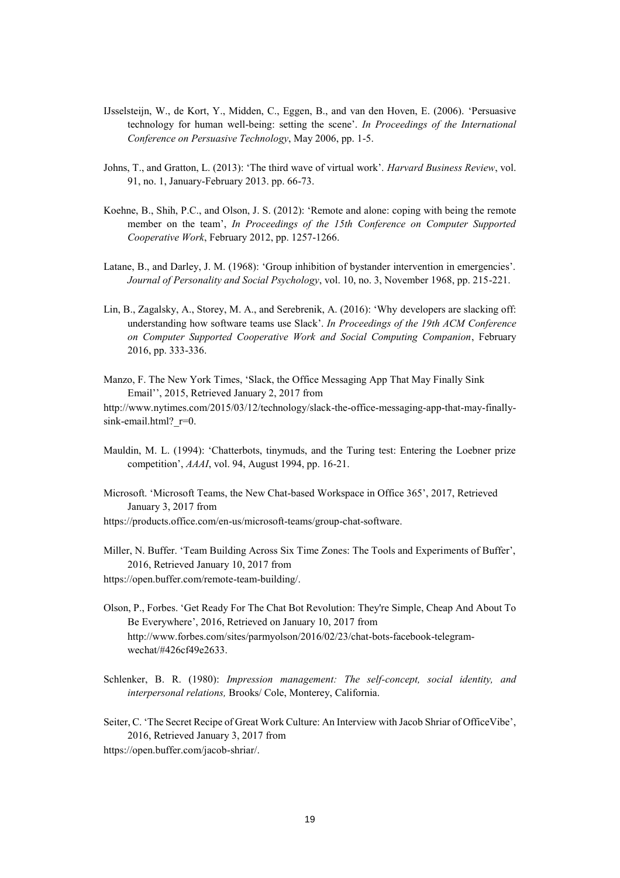IJsselsteijn, W., de Kort, Y., Midden, C., Eggen, B., and van den Hoven, E. (2006). 'Persuasive technology for human well-being: setting the scene'. *In Proceedings of the International Conference on Persuasive Technology*, May 2006, pp. 1-5.

Johns, T., and Gratton, L. (2013): 'The third wave of virtual work'. *Harvard Business Review*, vol. 91, no. 1, January-February 2013. pp. 66-73.

Koehne, B., Shih, P.C., and Olson, J. S. (2012): 'Remote and alone: coping with being the remote member on the team', *In Proceedings of the 15th Conference on Computer Supported Cooperative Work*, February 2012, pp. 1257-1266.

Latane, B., and Darley, J. M. (1968): 'Group inhibition of bystander intervention in emergencies'. *Journal of Personality and Social Psychology*, vol. 10, no. 3, November 1968, pp. 215-221.

Lin, B., Zagalsky, A., Storey, M. A., and Serebrenik, A. (2016): 'Why developers are slacking off: understanding how software teams use Slack'. *In Proceedings of the 19th ACM Conference on Computer Supported Cooperative Work and Social Computing Companion*, February 2016, pp. 333-336.

Manzo, F. The New York Times, 'Slack, the Office Messaging App That May Finally Sink Email'', 2015, Retrieved January 2, 2017 from http://www.nytimes.com/2015/03/12/technology/slack-the-office-messaging-app-that-may-finally-sink-email.html?_r=0.

Mauldin, M. L. (1994): 'Chatterbots, tinymuds, and the Turing test: Entering the Loebner prize competition', *AAAI*, vol. 94, August 1994, pp. 16-21.

Microsoft. 'Microsoft Teams, the New Chat-based Workspace in Office 365', 2017, Retrieved January 3, 2017 from https://products.office.com/en-us/microsoft-teams/group-chat-software.

Miller, N. Buffer. 'Team Building Across Six Time Zones: The Tools and Experiments of Buffer', 2016, Retrieved January 10, 2017 from https://open.buffer.com/remote-team-building/.

Olson, P., Forbes. 'Get Ready For The Chat Bot Revolution: They're Simple, Cheap And About To Be Everywhere', 2016, Retrieved on January 10, 2017 from http://www.forbes.com/sites/parmyolson/2016/02/23/chat-bots-facebook-telegram-wechat/#426cf49e2633.

Schlenker, B. R. (1980): *Impression management: The self-concept, social identity, and interpersonal relations,* Brooks/ Cole, Monterey, California.

Seiter, C. 'The Secret Recipe of Great Work Culture: An Interview with Jacob Shriar of OfficeVibe', 2016, Retrieved January 3, 2017 from https://open.buffer.com/jacob-shriar/.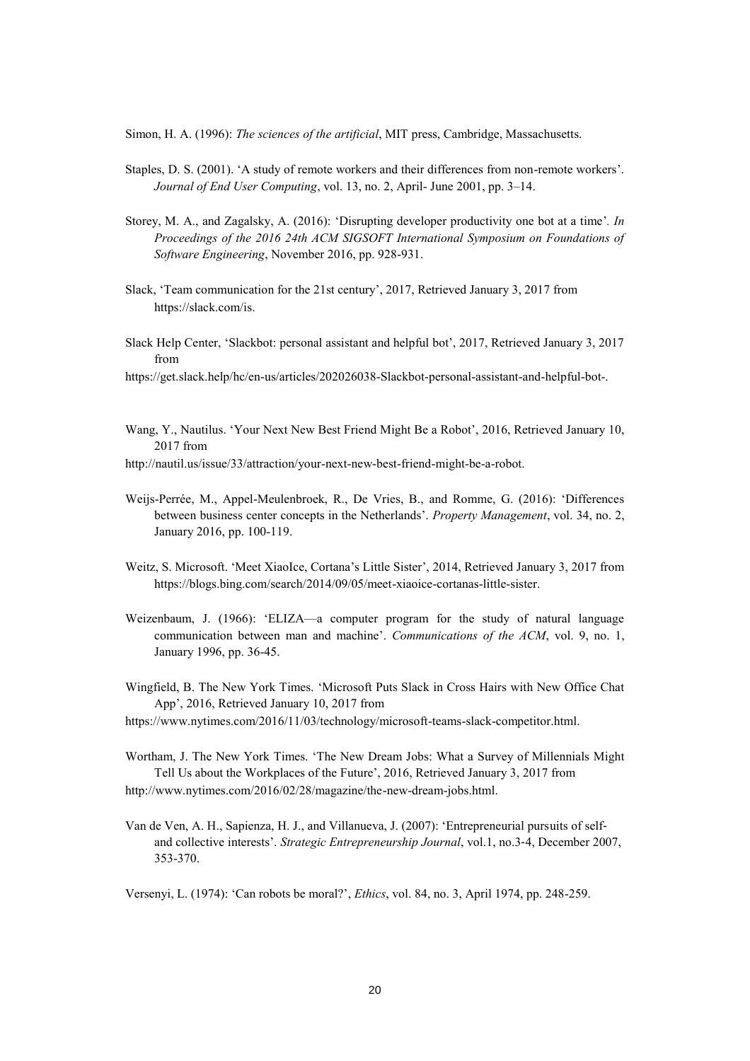Simon, H. A. (1996): *The sciences of the artificial*, MIT press, Cambridge, Massachusetts.

Staples, D. S. (2001). 'A study of remote workers and their differences from non-remote workers'. *Journal of End User Computing*, vol. 13, no. 2, April- June 2001, pp. 3–14.

Storey, M. A., and Zagalsky, A. (2016): 'Disrupting developer productivity one bot at a time'*. In Proceedings of the 2016 24th ACM SIGSOFT International Symposium on Foundations of Software Engineering*, November 2016, pp. 928-931.

Slack, 'Team communication for the 21st century', 2017, Retrieved January 3, 2017 from https://slack.com/is.

Slack Help Center, 'Slackbot: personal assistant and helpful bot', 2017, Retrieved January 3, 2017 from
https://get.slack.help/hc/en-us/articles/202026038-Slackbot-personal-assistant-and-helpful-bot-.

Wang, Y., Nautilus. 'Your Next New Best Friend Might Be a Robot', 2016, Retrieved January 10, 2017 from
http://nautil.us/issue/33/attraction/your-next-new-best-friend-might-be-a-robot.

Weijs-Perrée, M., Appel-Meulenbroek, R., De Vries, B., and Romme, G. (2016): 'Differences between business center concepts in the Netherlands'. *Property Management*, vol. 34, no. 2, January 2016, pp. 100-119.

Weitz, S. Microsoft. 'Meet XiaoIce, Cortana's Little Sister', 2014, Retrieved January 3, 2017 from https://blogs.bing.com/search/2014/09/05/meet-xiaoice-cortanas-little-sister.

Weizenbaum, J. (1966): 'ELIZA—a computer program for the study of natural language communication between man and machine'. *Communications of the ACM*, vol. 9, no. 1, January 1996, pp. 36-45.

Wingfield, B. The New York Times. 'Microsoft Puts Slack in Cross Hairs with New Office Chat App', 2016, Retrieved January 10, 2017 from
https://www.nytimes.com/2016/11/03/technology/microsoft-teams-slack-competitor.html.

Wortham, J. The New York Times. 'The New Dream Jobs: What a Survey of Millennials Might Tell Us about the Workplaces of the Future', 2016, Retrieved January 3, 2017 from
http://www.nytimes.com/2016/02/28/magazine/the-new-dream-jobs.html.

Van de Ven, A. H., Sapienza, H. J., and Villanueva, J. (2007): 'Entrepreneurial pursuits of self- and collective interests'. *Strategic Entrepreneurship Journal*, vol.1, no.3-4, December 2007, 353-370.

Versenyi, L. (1974): 'Can robots be moral?', *Ethics*, vol. 84, no. 3, April 1974, pp. 248-259.